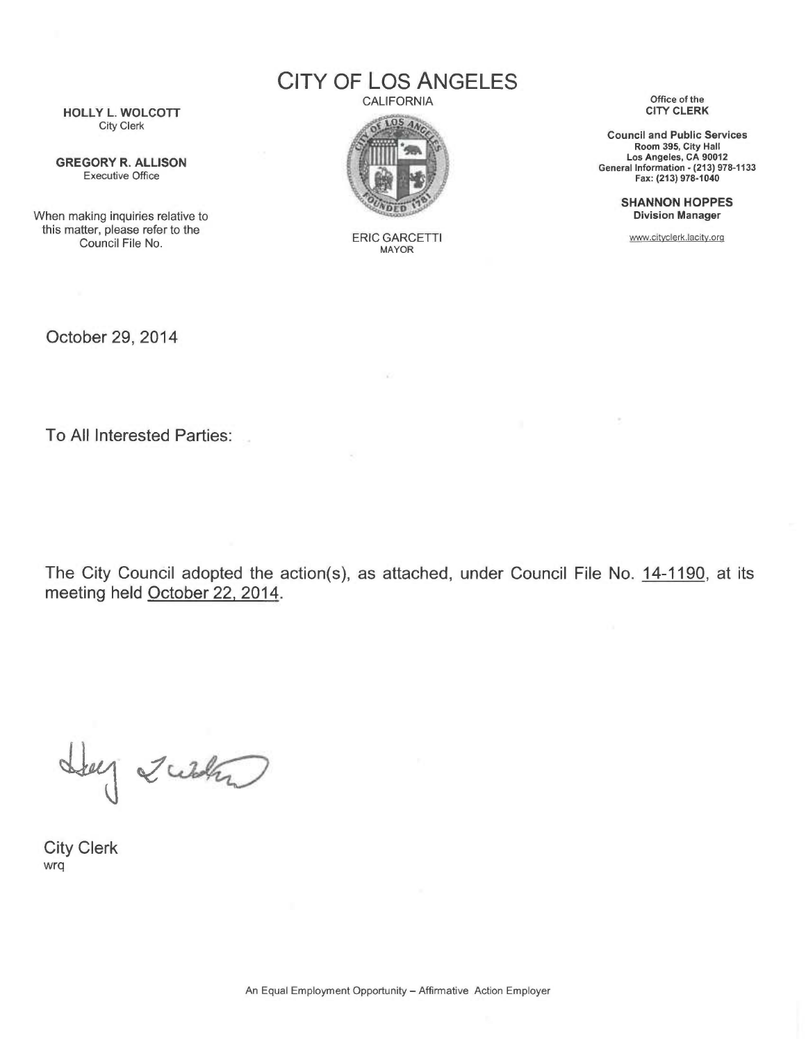# CITY OF LOS ANGELES

CALIFORNIA

ERIC GARCETTI
MAYOR

**HOLLY L. WOLCOTT**
City Clerk

**GREGORY R. ALLISON**
Executive Office

When making inquiries relative to this matter, please refer to the Council File No.

Office of the
**CITY CLERK**

**Council and Public Services**
**Room 395, City Hall**
**Los Angeles, CA 90012**
**General Information - (213) 978-1133**
**Fax: (213) 978-1040**

**SHANNON HOPPES**
**Division Manager**

www.cityclerk.lacity.org

October 29, 2014

To All Interested Parties:

The City Council adopted the action(s), as attached, under Council File No. 14-1190, at its meeting held October 22, 2014.

City Clerk
wrq

An Equal Employment Opportunity – Affirmative Action Employer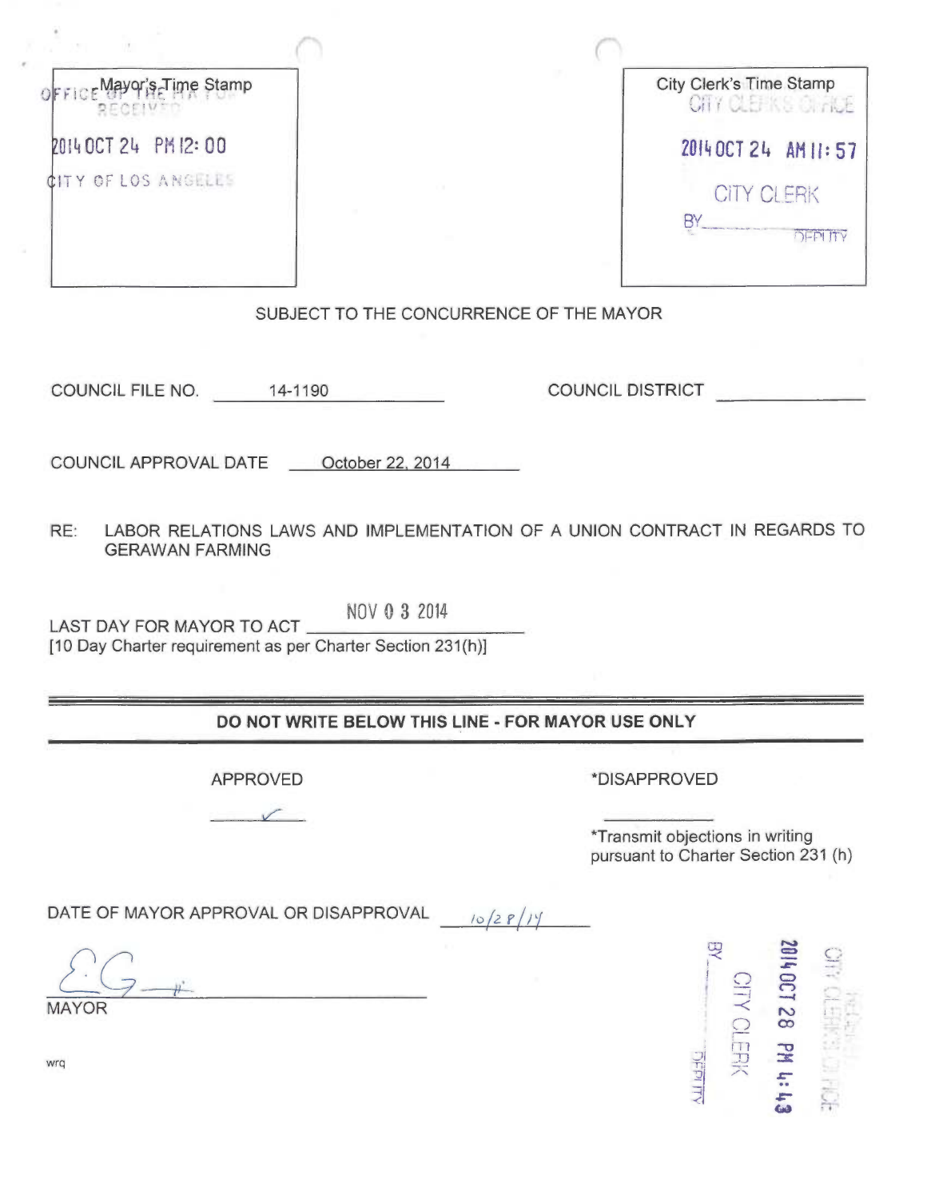| Mayor's Time Stamp | City Clerk's Time Stamp |
| --- | --- |
| OFFICE OF THE MAYOR RECEIVED<br>2014 OCT 24 PM 12: 00<br>CITY OF LOS ANGELES | CITY CLERK'S OFFICE<br>2014 OCT 24 AM 11: 57<br>CITY CLERK<br>BY_______ DEPUTY |

SUBJECT TO THE CONCURRENCE OF THE MAYOR

COUNCIL FILE NO. 14-1190

COUNCIL DISTRICT ______________

COUNCIL APPROVAL DATE October 22, 2014

RE: LABOR RELATIONS LAWS AND IMPLEMENTATION OF A UNION CONTRACT IN REGARDS TO GERAWAN FARMING

LAST DAY FOR MAYOR TO ACT NOV 0 3 2014
[10 Day Charter requirement as per Charter Section 231(h)]

---

**DO NOT WRITE BELOW THIS LINE - FOR MAYOR USE ONLY**

APPROVED ✓

*DISAPPROVED ______

*Transmit objections in writing pursuant to Charter Section 231 (h)

DATE OF MAYOR APPROVAL OR DISAPPROVAL 10/28/14

E.G. [signature]

MAYOR

wrq

CITY CLERK'S OFFICE
2014 OCT 28 PM 4:43
CITY CLERK
BY_______ DEPUTY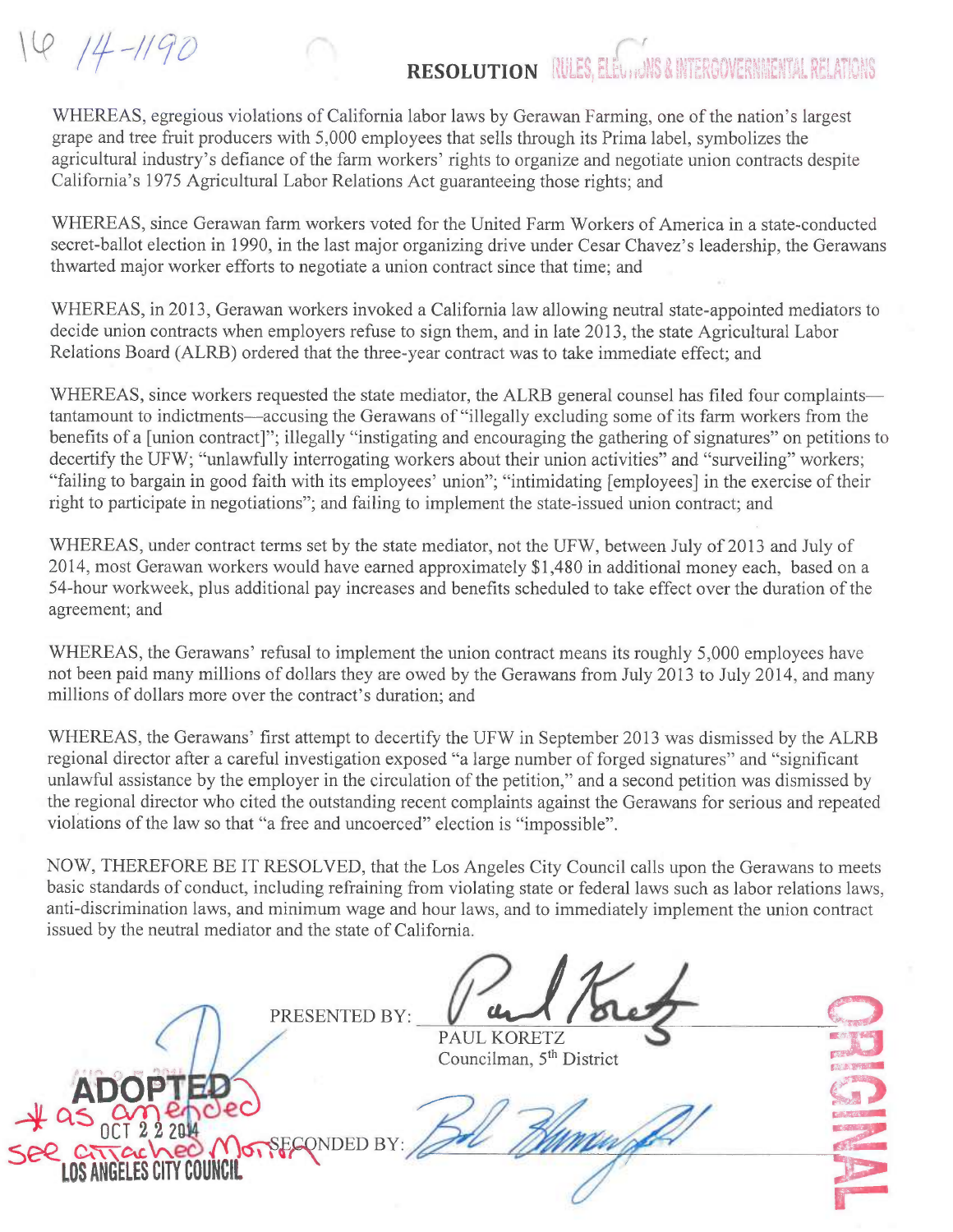14-1190

# RESOLUTION

RULES, ELECTIONS & INTERGOVERNMENTAL RELATIONS

WHEREAS, egregious violations of California labor laws by Gerawan Farming, one of the nation's largest grape and tree fruit producers with 5,000 employees that sells through its Prima label, symbolizes the agricultural industry's defiance of the farm workers' rights to organize and negotiate union contracts despite California's 1975 Agricultural Labor Relations Act guaranteeing those rights; and

WHEREAS, since Gerawan farm workers voted for the United Farm Workers of America in a state-conducted secret-ballot election in 1990, in the last major organizing drive under Cesar Chavez's leadership, the Gerawans thwarted major worker efforts to negotiate a union contract since that time; and

WHEREAS, in 2013, Gerawan workers invoked a California law allowing neutral state-appointed mediators to decide union contracts when employers refuse to sign them, and in late 2013, the state Agricultural Labor Relations Board (ALRB) ordered that the three-year contract was to take immediate effect; and

WHEREAS, since workers requested the state mediator, the ALRB general counsel has filed four complaints—tantamount to indictments—accusing the Gerawans of "illegally excluding some of its farm workers from the benefits of a [union contract]"; illegally "instigating and encouraging the gathering of signatures" on petitions to decertify the UFW; "unlawfully interrogating workers about their union activities" and "surveiling" workers; "failing to bargain in good faith with its employees' union"; "intimidating [employees] in the exercise of their right to participate in negotiations"; and failing to implement the state-issued union contract; and

WHEREAS, under contract terms set by the state mediator, not the UFW, between July of 2013 and July of 2014, most Gerawan workers would have earned approximately $1,480 in additional money each, based on a 54-hour workweek, plus additional pay increases and benefits scheduled to take effect over the duration of the agreement; and

WHEREAS, the Gerawans' refusal to implement the union contract means its roughly 5,000 employees have not been paid many millions of dollars they are owed by the Gerawans from July 2013 to July 2014, and many millions of dollars more over the contract's duration; and

WHEREAS, the Gerawans' first attempt to decertify the UFW in September 2013 was dismissed by the ALRB regional director after a careful investigation exposed "a large number of forged signatures" and "significant unlawful assistance by the employer in the circulation of the petition," and a second petition was dismissed by the regional director who cited the outstanding recent complaints against the Gerawans for serious and repeated violations of the law so that "a free and uncoerced" election is "impossible".

NOW, THEREFORE BE IT RESOLVED, that the Los Angeles City Council calls upon the Gerawans to meets basic standards of conduct, including refraining from violating state or federal laws such as labor relations laws, anti-discrimination laws, and minimum wage and hour laws, and to immediately implement the union contract issued by the neutral mediator and the state of California.

PRESENTED BY: [signature]
PAUL KORETZ
Councilman, 5th District

SECONDED BY: [signature]

ADOPTED
OCT 2 2 2014
LOS ANGELES CITY COUNCIL

* as amended see attached Motion

ORIGINAL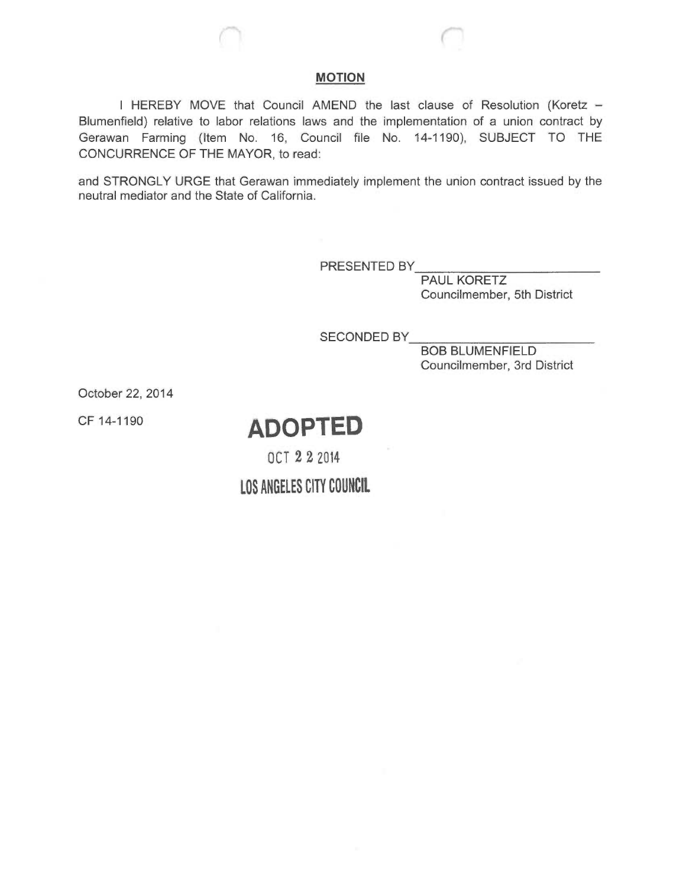## MOTION

I HEREBY MOVE that Council AMEND the last clause of Resolution (Koretz – Blumenfield) relative to labor relations laws and the implementation of a union contract by Gerawan Farming (Item No. 16, Council file No. 14-1190), SUBJECT TO THE CONCURRENCE OF THE MAYOR, to read:

and STRONGLY URGE that Gerawan immediately implement the union contract issued by the neutral mediator and the State of California.

PRESENTED BY\_\_\_\_\_\_\_\_\_\_\_\_\_\_\_\_\_\_\_\_\_\_\_\_
PAUL KORETZ
Councilmember, 5th District

SECONDED BY\_\_\_\_\_\_\_\_\_\_\_\_\_\_\_\_\_\_\_\_\_\_\_\_
BOB BLUMENFIELD
Councilmember, 3rd District

October 22, 2014

CF 14-1190

**ADOPTED**

OCT 22 2014

LOS ANGELES CITY COUNCIL